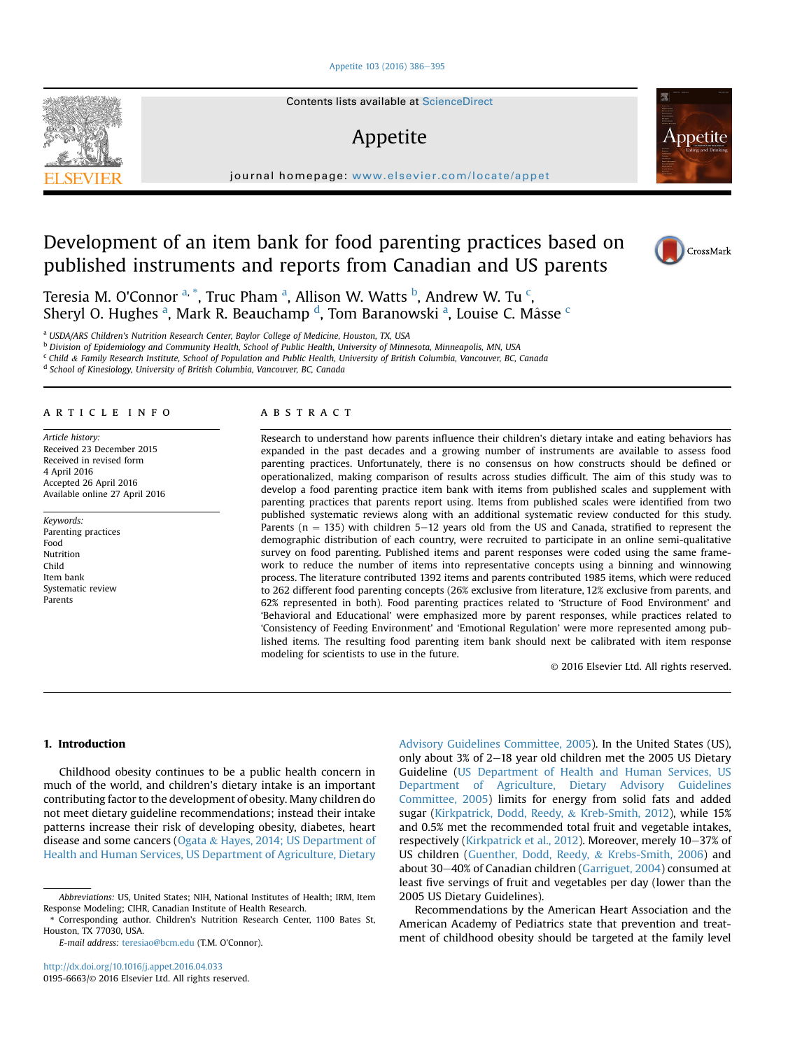# Development of an item bank for food parenting practices based on published instruments and reports from Canadian and US parents

Teresia M. O'Connor [a,*], Truc Pham [a], Allison W. Watts [b], Andrew W. Tu [c], Sheryl O. Hughes [a], Mark R. Beauchamp [d], Tom Baranowski [a], Louise C. Mâsse [c]

[a] USDA/ARS Children's Nutrition Research Center, Baylor College of Medicine, Houston, TX, USA
[b] Division of Epidemiology and Community Health, School of Public Health, University of Minnesota, Minneapolis, MN, USA
[c] Child & Family Research Institute, School of Population and Public Health, University of British Columbia, Vancouver, BC, Canada
[d] School of Kinesiology, University of British Columbia, Vancouver, BC, Canada

## ARTICLE INFO

*Article history:*
Received 23 December 2015
Received in revised form
4 April 2016
Accepted 26 April 2016
Available online 27 April 2016

*Keywords:*
Parenting practices
Food
Nutrition
Child
Item bank
Systematic review
Parents

## ABSTRACT

Research to understand how parents influence their children's dietary intake and eating behaviors has expanded in the past decades and a growing number of instruments are available to assess food parenting practices. Unfortunately, there is no consensus on how constructs should be defined or operationalized, making comparison of results across studies difficult. The aim of this study was to develop a food parenting practice item bank with items from published scales and supplement with parenting practices that parents report using. Items from published scales were identified from two published systematic reviews along with an additional systematic review conducted for this study. Parents (n = 135) with children 5–12 years old from the US and Canada, stratified to represent the demographic distribution of each country, were recruited to participate in an online semi-qualitative survey on food parenting. Published items and parent responses were coded using the same framework to reduce the number of items into representative concepts using a binning and winnowing process. The literature contributed 1392 items and parents contributed 1985 items, which were reduced to 262 different food parenting concepts (26% exclusive from literature, 12% exclusive from parents, and 62% represented in both). Food parenting practices related to 'Structure of Food Environment' and 'Behavioral and Educational' were emphasized more by parent responses, while practices related to 'Consistency of Feeding Environment' and 'Emotional Regulation' were more represented among published items. The resulting food parenting item bank should next be calibrated with item response modeling for scientists to use in the future.

© 2016 Elsevier Ltd. All rights reserved.

## 1. Introduction

Childhood obesity continues to be a public health concern in much of the world, and children's dietary intake is an important contributing factor to the development of obesity. Many children do not meet dietary guideline recommendations; instead their intake patterns increase their risk of developing obesity, diabetes, heart disease and some cancers (Ogata & Hayes, 2014; US Department of Health and Human Services, US Department of Agriculture, Dietary Advisory Guidelines Committee, 2005). In the United States (US), only about 3% of 2–18 year old children met the 2005 US Dietary Guideline (US Department of Health and Human Services, US Department of Agriculture, Dietary Advisory Guidelines Committee, 2005) limits for energy from solid fats and added sugar (Kirkpatrick, Dodd, Reedy, & Kreb-Smith, 2012), while 15% and 0.5% met the recommended total fruit and vegetable intakes, respectively (Kirkpatrick et al., 2012). Moreover, merely 10–37% of US children (Guenther, Dodd, Reedy, & Krebs-Smith, 2006) and about 30–40% of Canadian children (Garriguet, 2004) consumed at least five servings of fruit and vegetables per day (lower than the 2005 US Dietary Guidelines).

Recommendations by the American Heart Association and the American Academy of Pediatrics state that prevention and treatment of childhood obesity should be targeted at the family level

*Abbreviations:* US, United States; NIH, National Institutes of Health; IRM, Item Response Modeling; CIHR, Canadian Institute of Health Research.

\* Corresponding author. Children's Nutrition Research Center, 1100 Bates St, Houston, TX 77030, USA.

*E-mail address:* teresiao@bcm.edu (T.M. O'Connor).

http://dx.doi.org/10.1016/j.appet.2016.04.033
0195-6663/© 2016 Elsevier Ltd. All rights reserved.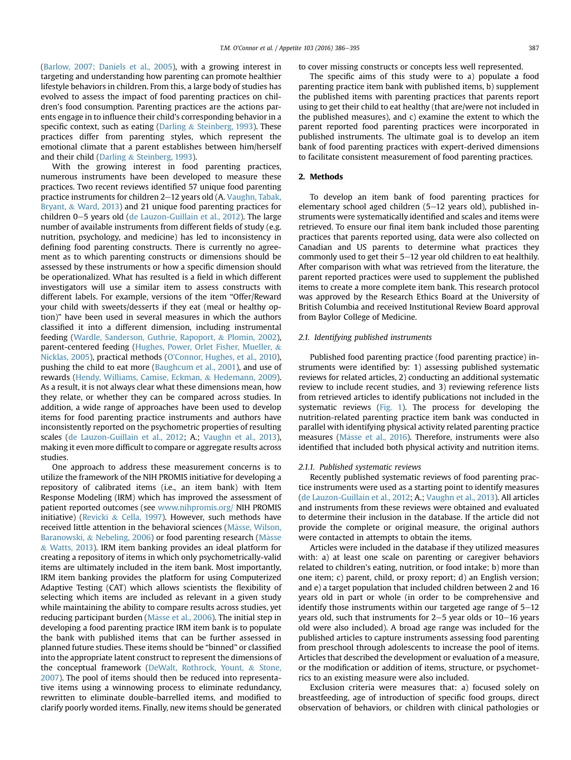(Barlow, 2007; Daniels et al., 2005), with a growing interest in targeting and understanding how parenting can promote healthier lifestyle behaviors in children. From this, a large body of studies has evolved to assess the impact of food parenting practices on children's food consumption. Parenting practices are the actions parents engage in to influence their child's corresponding behavior in a specific context, such as eating (Darling & Steinberg, 1993). These practices differ from parenting styles, which represent the emotional climate that a parent establishes between him/herself and their child (Darling & Steinberg, 1993).

With the growing interest in food parenting practices, numerous instruments have been developed to measure these practices. Two recent reviews identified 57 unique food parenting practice instruments for children 2–12 years old (A. Vaughn, Tabak, Bryant, & Ward, 2013) and 21 unique food parenting practices for children 0–5 years old (de Lauzon-Guillain et al., 2012). The large number of available instruments from different fields of study (e.g. nutrition, psychology, and medicine) has led to inconsistency in defining food parenting constructs. There is currently no agreement as to which parenting constructs or dimensions should be assessed by these instruments or how a specific dimension should be operationalized. What has resulted is a field in which different investigators will use a similar item to assess constructs with different labels. For example, versions of the item "Offer/Reward your child with sweets/desserts if they eat (meal or healthy option)" have been used in several measures in which the authors classified it into a different dimension, including instrumental feeding (Wardle, Sanderson, Guthrie, Rapoport, & Plomin, 2002), parent-centered feeding (Hughes, Power, Orlet Fisher, Mueller, & Nicklas, 2005), practical methods (O'Connor, Hughes, et al., 2010), pushing the child to eat more (Baughcum et al., 2001), and use of rewards (Hendy, Williams, Camise, Eckman, & Hedemann, 2009). As a result, it is not always clear what these dimensions mean, how they relate, or whether they can be compared across studies. In addition, a wide range of approaches have been used to develop items for food parenting practice instruments and authors have inconsistently reported on the psychometric properties of resulting scales (de Lauzon-Guillain et al., 2012; A.; Vaughn et al., 2013), making it even more difficult to compare or aggregate results across studies.

One approach to address these measurement concerns is to utilize the framework of the NIH PROMIS initiative for developing a repository of calibrated items (i.e., an item bank) with Item Response Modeling (IRM) which has improved the assessment of patient reported outcomes (see www.nihpromis.org/ NIH PROMIS initiative) (Revicki & Cella, 1997). However, such methods have received little attention in the behavioral sciences (Mâsse, Wilson, Baranowski, & Nebeling, 2006) or food parenting research (Mâsse & Watts, 2013). IRM item banking provides an ideal platform for creating a repository of items in which only psychometrically-valid items are ultimately included in the item bank. Most importantly, IRM item banking provides the platform for using Computerized Adaptive Testing (CAT) which allows scientists the flexibility of selecting which items are included as relevant in a given study while maintaining the ability to compare results across studies, yet reducing participant burden (Mâsse et al., 2006). The initial step in developing a food parenting practice IRM item bank is to populate the bank with published items that can be further assessed in planned future studies. These items should be "binned" or classified into the appropriate latent construct to represent the dimensions of the conceptual framework (DeWalt, Rothrock, Yount, & Stone, 2007). The pool of items should then be reduced into representative items using a winnowing process to eliminate redundancy, rewritten to eliminate double-barrelled items, and modified to clarify poorly worded items. Finally, new items should be generated to cover missing constructs or concepts less well represented.

The specific aims of this study were to a) populate a food parenting practice item bank with published items, b) supplement the published items with parenting practices that parents report using to get their child to eat healthy (that are/were not included in the published measures), and c) examine the extent to which the parent reported food parenting practices were incorporated in published instruments. The ultimate goal is to develop an item bank of food parenting practices with expert-derived dimensions to facilitate consistent measurement of food parenting practices.

## 2. Methods

To develop an item bank of food parenting practices for elementary school aged children (5–12 years old), published instruments were systematically identified and scales and items were retrieved. To ensure our final item bank included those parenting practices that parents reported using, data were also collected on Canadian and US parents to determine what practices they commonly used to get their 5–12 year old children to eat healthily. After comparison with what was retrieved from the literature, the parent reported practices were used to supplement the published items to create a more complete item bank. This research protocol was approved by the Research Ethics Board at the University of British Columbia and received Institutional Review Board approval from Baylor College of Medicine.

### 2.1. Identifying published instruments

Published food parenting practice (food parenting practice) instruments were identified by: 1) assessing published systematic reviews for related articles, 2) conducting an additional systematic review to include recent studies, and 3) reviewing reference lists from retrieved articles to identify publications not included in the systematic reviews (Fig. 1). The process for developing the nutrition-related parenting practice item bank was conducted in parallel with identifying physical activity related parenting practice measures (Mâsse et al., 2016). Therefore, instruments were also identified that included both physical activity and nutrition items.

#### 2.1.1. Published systematic reviews

Recently published systematic reviews of food parenting practice instruments were used as a starting point to identify measures (de Lauzon-Guillain et al., 2012; A.; Vaughn et al., 2013). All articles and instruments from these reviews were obtained and evaluated to determine their inclusion in the database. If the article did not provide the complete or original measure, the original authors were contacted in attempts to obtain the items.

Articles were included in the database if they utilized measures with: a) at least one scale on parenting or caregiver behaviors related to children's eating, nutrition, or food intake; b) more than one item; c) parent, child, or proxy report; d) an English version; and e) a target population that included children between 2 and 16 years old in part or whole (in order to be comprehensive and identify those instruments within our targeted age range of 5–12 years old, such that instruments for 2–5 year olds or 10–16 years old were also included). A broad age range was included for the published articles to capture instruments assessing food parenting from preschool through adolescents to increase the pool of items. Articles that described the development or evaluation of a measure, or the modification or addition of items, structure, or psychometrics to an existing measure were also included.

Exclusion criteria were measures that: a) focused solely on breastfeeding, age of introduction of specific food groups, direct observation of behaviors, or children with clinical pathologies or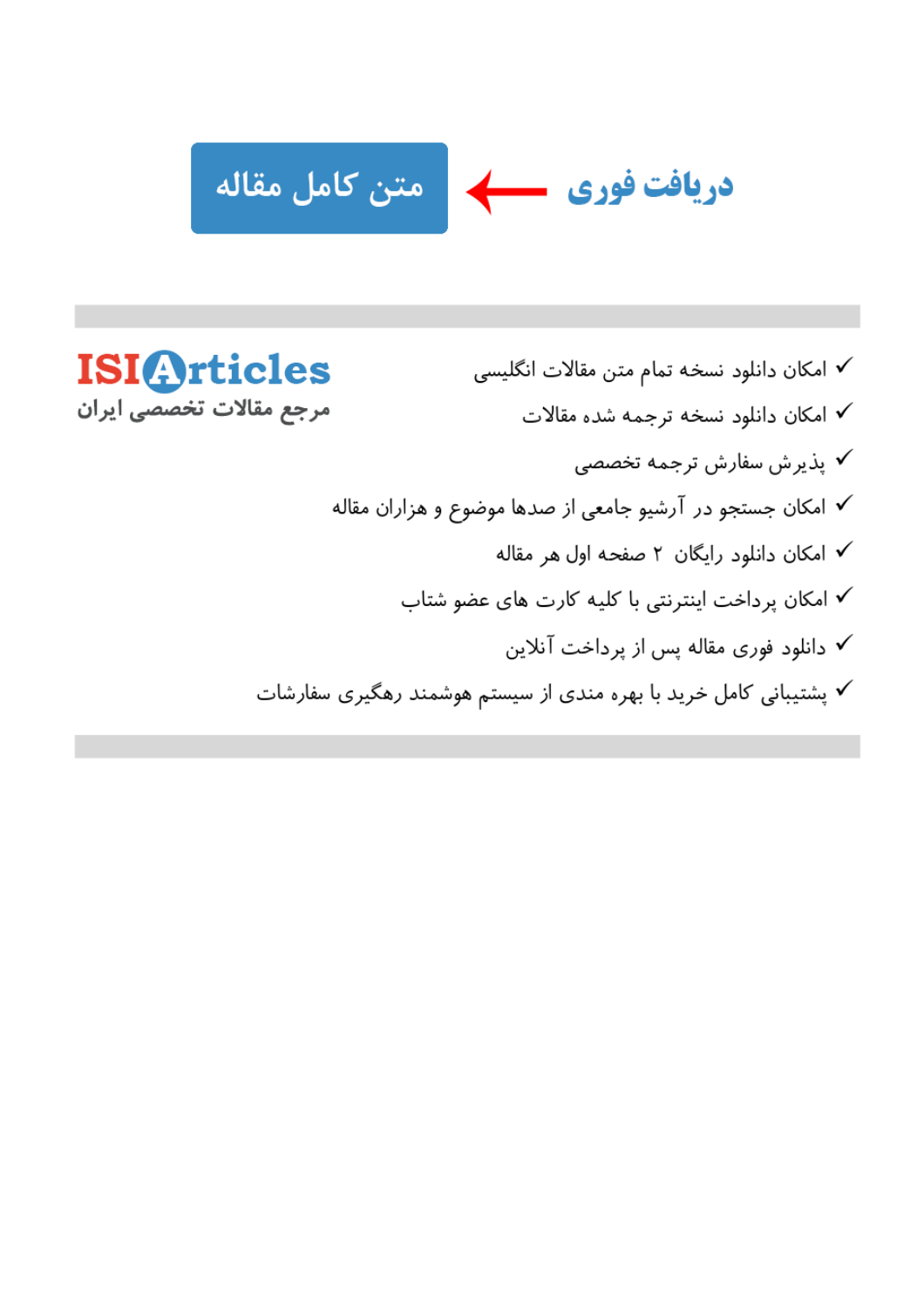دریافت فوری ← متن کامل مقاله

**ISIArticles**
مرجع مقالات تخصصی ایران

- ✓ امکان دانلود نسخه تمام متن مقالات انگلیسی
- ✓ امکان دانلود نسخه ترجمه شده مقالات
- ✓ پذیرش سفارش ترجمه تخصصی
- ✓ امکان جستجو در آرشیو جامعی از صدها موضوع و هزاران مقاله
- ✓ امکان دانلود رایگان ۲ صفحه اول هر مقاله
- ✓ امکان پرداخت اینترنتی با کلیه کارت های عضو شتاب
- ✓ دانلود فوری مقاله پس از پرداخت آنلاین
- ✓ پشتیبانی کامل خرید با بهره مندی از سیستم هوشمند رهگیری سفارشات